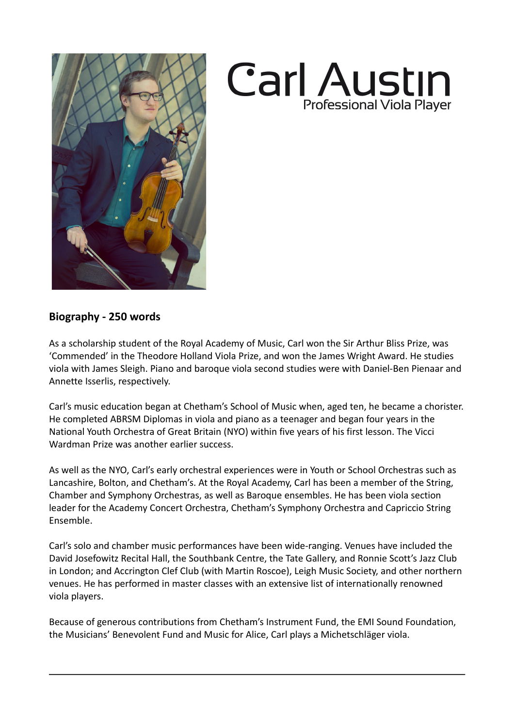# Carl Austin

Professional Viola Player

## Biography - 250 words

As a scholarship student of the Royal Academy of Music, Carl won the Sir Arthur Bliss Prize, was 'Commended' in the Theodore Holland Viola Prize, and won the James Wright Award. He studies viola with James Sleigh. Piano and baroque viola second studies were with Daniel-Ben Pienaar and Annette Isserlis, respectively.

Carl's music education began at Chetham's School of Music when, aged ten, he became a chorister. He completed ABRSM Diplomas in viola and piano as a teenager and began four years in the National Youth Orchestra of Great Britain (NYO) within five years of his first lesson. The Vicci Wardman Prize was another earlier success.

As well as the NYO, Carl's early orchestral experiences were in Youth or School Orchestras such as Lancashire, Bolton, and Chetham's. At the Royal Academy, Carl has been a member of the String, Chamber and Symphony Orchestras, as well as Baroque ensembles. He has been viola section leader for the Academy Concert Orchestra, Chetham's Symphony Orchestra and Capriccio String Ensemble.

Carl's solo and chamber music performances have been wide-ranging. Venues have included the David Josefowitz Recital Hall, the Southbank Centre, the Tate Gallery, and Ronnie Scott's Jazz Club in London; and Accrington Clef Club (with Martin Roscoe), Leigh Music Society, and other northern venues. He has performed in master classes with an extensive list of internationally renowned viola players.

Because of generous contributions from Chetham's Instrument Fund, the EMI Sound Foundation, the Musicians' Benevolent Fund and Music for Alice, Carl plays a Michetschläger viola.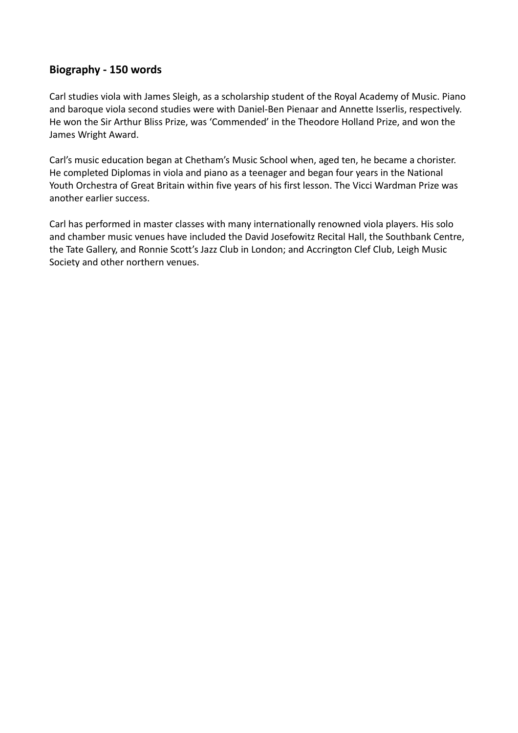## Biography - 150 words

Carl studies viola with James Sleigh, as a scholarship student of the Royal Academy of Music. Piano and baroque viola second studies were with Daniel-Ben Pienaar and Annette Isserlis, respectively. He won the Sir Arthur Bliss Prize, was 'Commended' in the Theodore Holland Prize, and won the James Wright Award.

Carl's music education began at Chetham's Music School when, aged ten, he became a chorister. He completed Diplomas in viola and piano as a teenager and began four years in the National Youth Orchestra of Great Britain within five years of his first lesson. The Vicci Wardman Prize was another earlier success.

Carl has performed in master classes with many internationally renowned viola players. His solo and chamber music venues have included the David Josefowitz Recital Hall, the Southbank Centre, the Tate Gallery, and Ronnie Scott's Jazz Club in London; and Accrington Clef Club, Leigh Music Society and other northern venues.